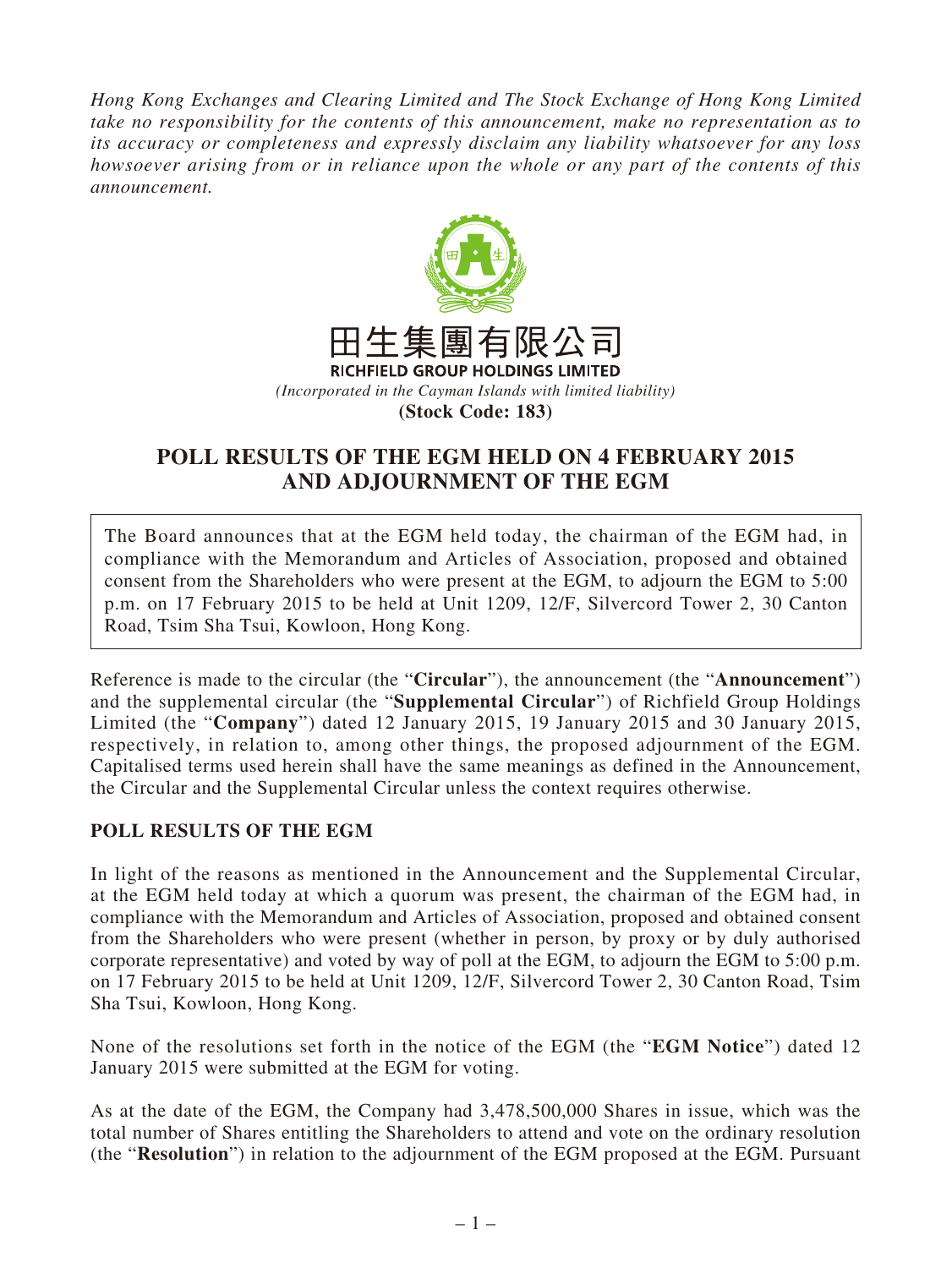*Hong Kong Exchanges and Clearing Limited and The Stock Exchange of Hong Kong Limited take no responsibility for the contents of this announcement, make no representation as to its accuracy or completeness and expressly disclaim any liability whatsoever for any loss howsoever arising from or in reliance upon the whole or any part of the contents of this announcement.*

# 田生集團有限公司
**RICHFIELD GROUP HOLDINGS LIMITED**

*(Incorporated in the Cayman Islands with limited liability)*

**(Stock Code: 183)**

# POLL RESULTS OF THE EGM HELD ON 4 FEBRUARY 2015 AND ADJOURNMENT OF THE EGM

The Board announces that at the EGM held today, the chairman of the EGM had, in compliance with the Memorandum and Articles of Association, proposed and obtained consent from the Shareholders who were present at the EGM, to adjourn the EGM to 5:00 p.m. on 17 February 2015 to be held at Unit 1209, 12/F, Silvercord Tower 2, 30 Canton Road, Tsim Sha Tsui, Kowloon, Hong Kong.

Reference is made to the circular (the "**Circular**"), the announcement (the "**Announcement**") and the supplemental circular (the "**Supplemental Circular**") of Richfield Group Holdings Limited (the "**Company**") dated 12 January 2015, 19 January 2015 and 30 January 2015, respectively, in relation to, among other things, the proposed adjournment of the EGM. Capitalised terms used herein shall have the same meanings as defined in the Announcement, the Circular and the Supplemental Circular unless the context requires otherwise.

## POLL RESULTS OF THE EGM

In light of the reasons as mentioned in the Announcement and the Supplemental Circular, at the EGM held today at which a quorum was present, the chairman of the EGM had, in compliance with the Memorandum and Articles of Association, proposed and obtained consent from the Shareholders who were present (whether in person, by proxy or by duly authorised corporate representative) and voted by way of poll at the EGM, to adjourn the EGM to 5:00 p.m. on 17 February 2015 to be held at Unit 1209, 12/F, Silvercord Tower 2, 30 Canton Road, Tsim Sha Tsui, Kowloon, Hong Kong.

None of the resolutions set forth in the notice of the EGM (the "**EGM Notice**") dated 12 January 2015 were submitted at the EGM for voting.

As at the date of the EGM, the Company had 3,478,500,000 Shares in issue, which was the total number of Shares entitling the Shareholders to attend and vote on the ordinary resolution (the "**Resolution**") in relation to the adjournment of the EGM proposed at the EGM. Pursuant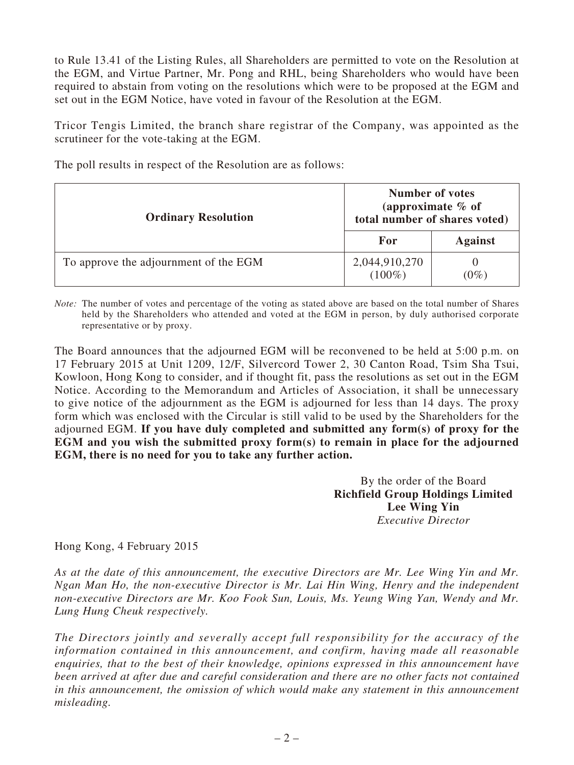to Rule 13.41 of the Listing Rules, all Shareholders are permitted to vote on the Resolution at the EGM, and Virtue Partner, Mr. Pong and RHL, being Shareholders who would have been required to abstain from voting on the resolutions which were to be proposed at the EGM and set out in the EGM Notice, have voted in favour of the Resolution at the EGM.

Tricor Tengis Limited, the branch share registrar of the Company, was appointed as the scrutineer for the vote-taking at the EGM.

The poll results in respect of the Resolution are as follows:

| **Ordinary Resolution** | **Number of votes (approximate % of total number of shares voted)** | |
|---|---|---|
| | **For** | **Against** |
| To approve the adjournment of the EGM | 2,044,910,270 (100%) | 0 (0%) |

*Note:* The number of votes and percentage of the voting as stated above are based on the total number of Shares held by the Shareholders who attended and voted at the EGM in person, by duly authorised corporate representative or by proxy.

The Board announces that the adjourned EGM will be reconvened to be held at 5:00 p.m. on 17 February 2015 at Unit 1209, 12/F, Silvercord Tower 2, 30 Canton Road, Tsim Sha Tsui, Kowloon, Hong Kong to consider, and if thought fit, pass the resolutions as set out in the EGM Notice. According to the Memorandum and Articles of Association, it shall be unnecessary to give notice of the adjournment as the EGM is adjourned for less than 14 days. The proxy form which was enclosed with the Circular is still valid to be used by the Shareholders for the adjourned EGM. **If you have duly completed and submitted any form(s) of proxy for the EGM and you wish the submitted proxy form(s) to remain in place for the adjourned EGM, there is no need for you to take any further action.**

By the order of the Board
**Richfield Group Holdings Limited**
**Lee Wing Yin**
*Executive Director*

Hong Kong, 4 February 2015

*As at the date of this announcement, the executive Directors are Mr. Lee Wing Yin and Mr. Ngan Man Ho, the non-executive Director is Mr. Lai Hin Wing, Henry and the independent non-executive Directors are Mr. Koo Fook Sun, Louis, Ms. Yeung Wing Yan, Wendy and Mr. Lung Hung Cheuk respectively.*

*The Directors jointly and severally accept full responsibility for the accuracy of the information contained in this announcement, and confirm, having made all reasonable enquiries, that to the best of their knowledge, opinions expressed in this announcement have been arrived at after due and careful consideration and there are no other facts not contained in this announcement, the omission of which would make any statement in this announcement misleading.*